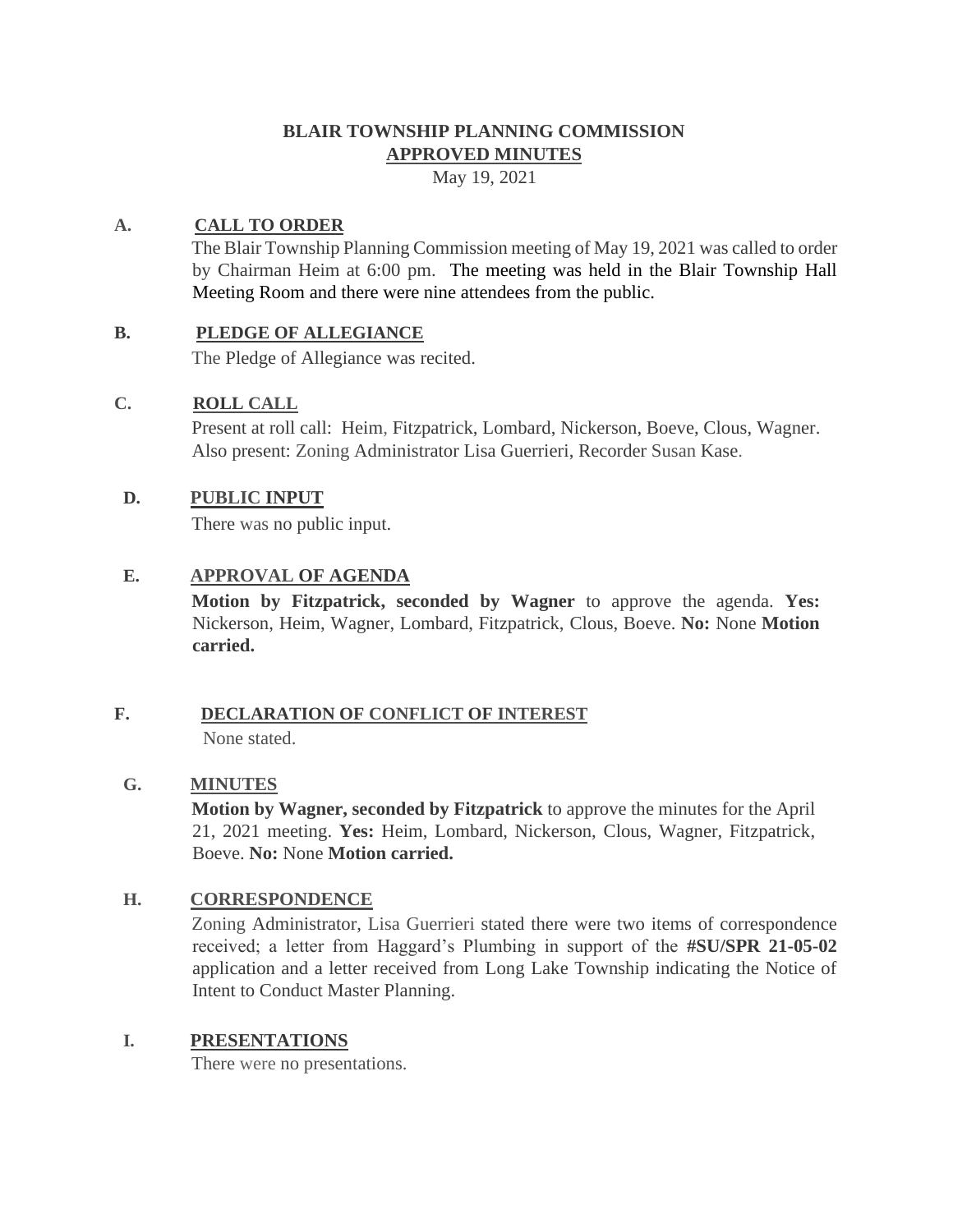# BLAIR TOWNSHIP PLANNING COMMISSION

## APPROVED MINUTES

May 19, 2021

**A. CALL TO ORDER**

The Blair Township Planning Commission meeting of May 19, 2021 was called to order by Chairman Heim at 6:00 pm. The meeting was held in the Blair Township Hall Meeting Room and there were nine attendees from the public.

**B. PLEDGE OF ALLEGIANCE**

The Pledge of Allegiance was recited.

**C. ROLL CALL**

Present at roll call: Heim, Fitzpatrick, Lombard, Nickerson, Boeve, Clous, Wagner. Also present: Zoning Administrator Lisa Guerrieri, Recorder Susan Kase.

**D. PUBLIC INPUT**

There was no public input.

**E. APPROVAL OF AGENDA**

**Motion by Fitzpatrick, seconded by Wagner** to approve the agenda. **Yes:** Nickerson, Heim, Wagner, Lombard, Fitzpatrick, Clous, Boeve. **No:** None **Motion carried.**

**F. DECLARATION OF CONFLICT OF INTEREST**

None stated.

**G. MINUTES**

**Motion by Wagner, seconded by Fitzpatrick** to approve the minutes for the April 21, 2021 meeting. **Yes:** Heim, Lombard, Nickerson, Clous, Wagner, Fitzpatrick, Boeve. **No:** None **Motion carried.**

**H. CORRESPONDENCE**

Zoning Administrator, Lisa Guerrieri stated there were two items of correspondence received; a letter from Haggard's Plumbing in support of the **#SU/SPR 21-05-02** application and a letter received from Long Lake Township indicating the Notice of Intent to Conduct Master Planning.

**I. PRESENTATIONS**

There were no presentations.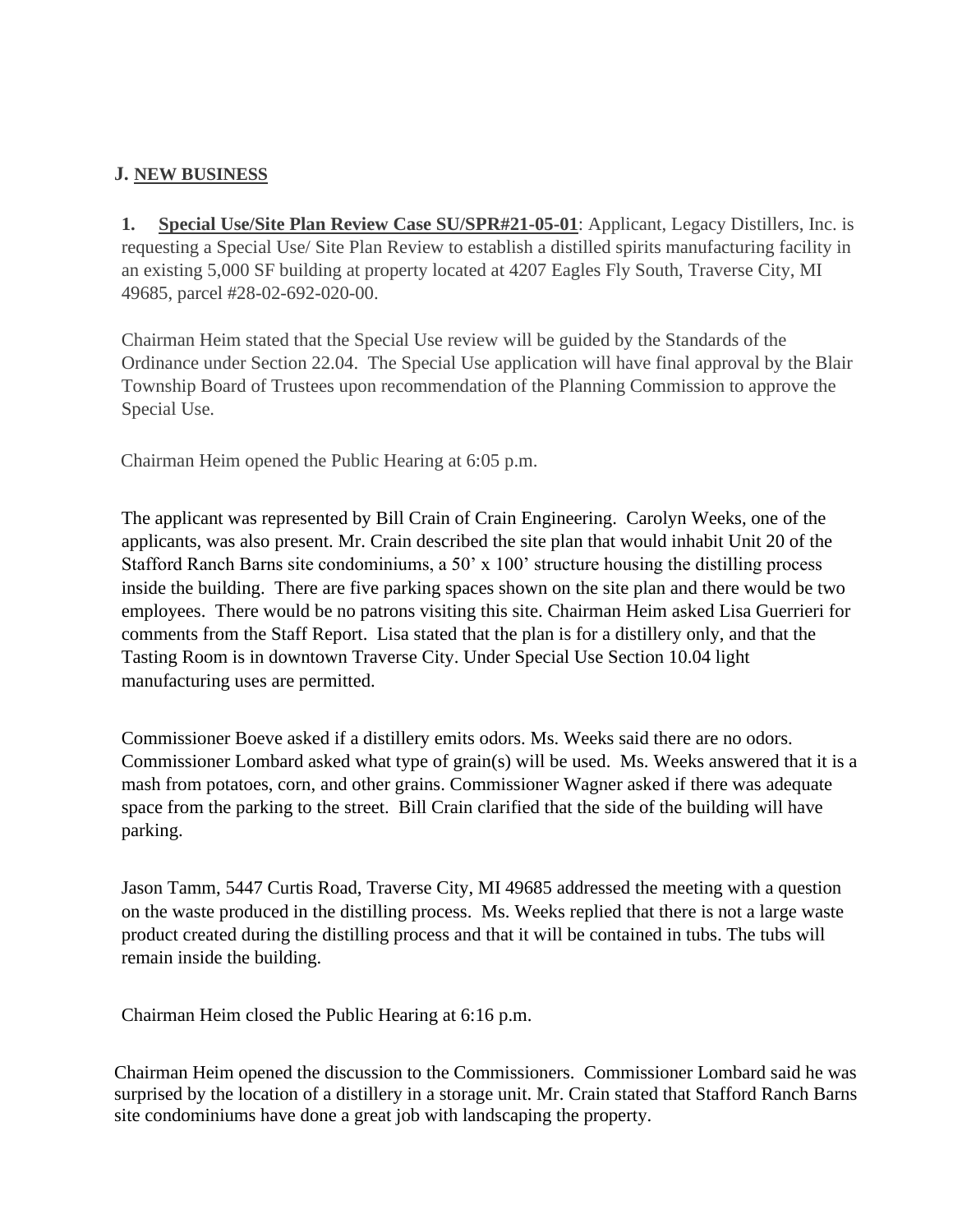## J. NEW BUSINESS

**1. Special Use/Site Plan Review Case SU/SPR#21-05-01**: Applicant, Legacy Distillers, Inc. is requesting a Special Use/ Site Plan Review to establish a distilled spirits manufacturing facility in an existing 5,000 SF building at property located at 4207 Eagles Fly South, Traverse City, MI 49685, parcel #28-02-692-020-00.

Chairman Heim stated that the Special Use review will be guided by the Standards of the Ordinance under Section 22.04. The Special Use application will have final approval by the Blair Township Board of Trustees upon recommendation of the Planning Commission to approve the Special Use.

Chairman Heim opened the Public Hearing at 6:05 p.m.

The applicant was represented by Bill Crain of Crain Engineering. Carolyn Weeks, one of the applicants, was also present. Mr. Crain described the site plan that would inhabit Unit 20 of the Stafford Ranch Barns site condominiums, a 50' x 100' structure housing the distilling process inside the building. There are five parking spaces shown on the site plan and there would be two employees. There would be no patrons visiting this site. Chairman Heim asked Lisa Guerrieri for comments from the Staff Report. Lisa stated that the plan is for a distillery only, and that the Tasting Room is in downtown Traverse City. Under Special Use Section 10.04 light manufacturing uses are permitted.

Commissioner Boeve asked if a distillery emits odors. Ms. Weeks said there are no odors. Commissioner Lombard asked what type of grain(s) will be used. Ms. Weeks answered that it is a mash from potatoes, corn, and other grains. Commissioner Wagner asked if there was adequate space from the parking to the street. Bill Crain clarified that the side of the building will have parking.

Jason Tamm, 5447 Curtis Road, Traverse City, MI 49685 addressed the meeting with a question on the waste produced in the distilling process. Ms. Weeks replied that there is not a large waste product created during the distilling process and that it will be contained in tubs. The tubs will remain inside the building.

Chairman Heim closed the Public Hearing at 6:16 p.m.

Chairman Heim opened the discussion to the Commissioners. Commissioner Lombard said he was surprised by the location of a distillery in a storage unit. Mr. Crain stated that Stafford Ranch Barns site condominiums have done a great job with landscaping the property.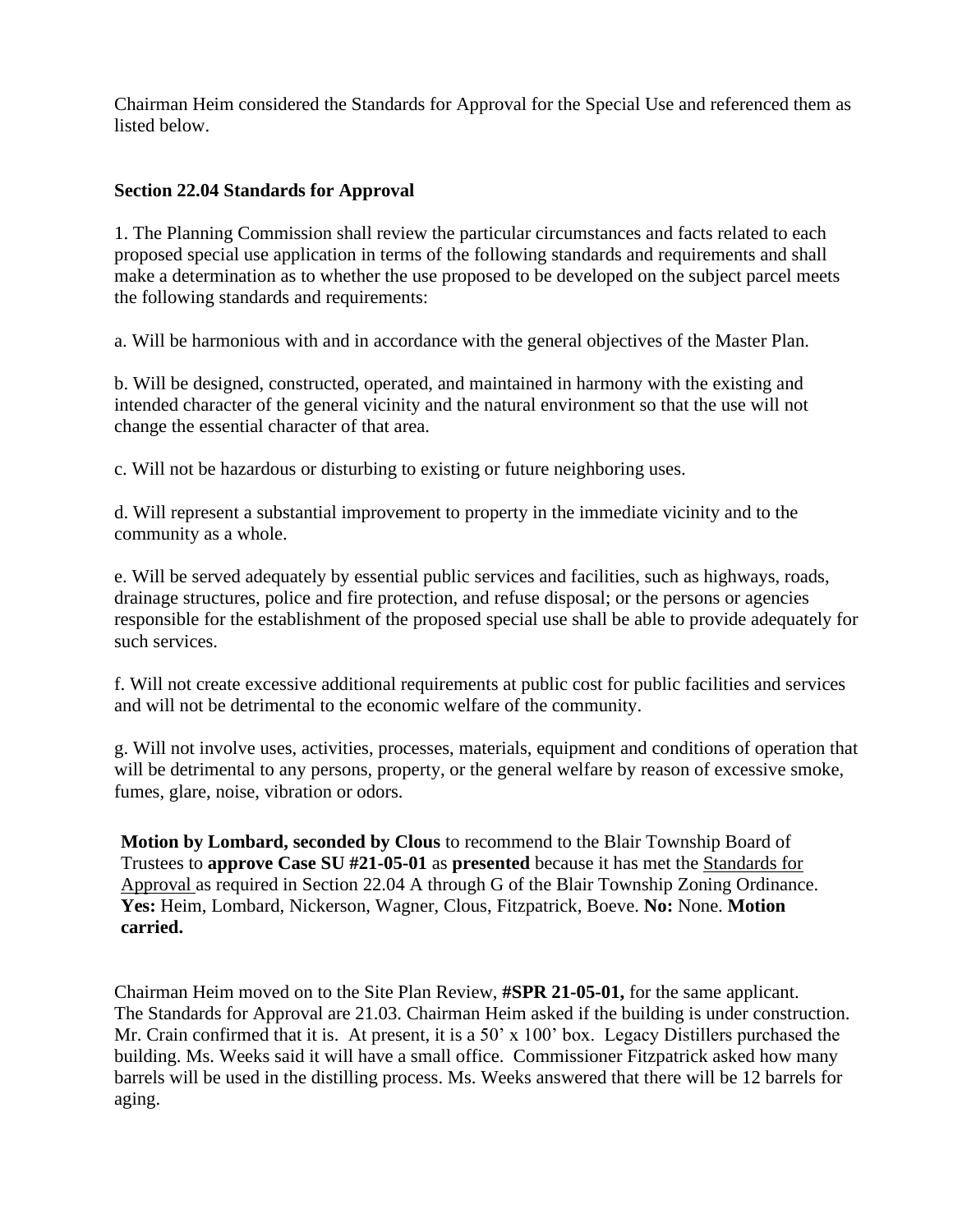Chairman Heim considered the Standards for Approval for the Special Use and referenced them as listed below.

**Section 22.04 Standards for Approval**

1. The Planning Commission shall review the particular circumstances and facts related to each proposed special use application in terms of the following standards and requirements and shall make a determination as to whether the use proposed to be developed on the subject parcel meets the following standards and requirements:

a. Will be harmonious with and in accordance with the general objectives of the Master Plan.

b. Will be designed, constructed, operated, and maintained in harmony with the existing and intended character of the general vicinity and the natural environment so that the use will not change the essential character of that area.

c. Will not be hazardous or disturbing to existing or future neighboring uses.

d. Will represent a substantial improvement to property in the immediate vicinity and to the community as a whole.

e. Will be served adequately by essential public services and facilities, such as highways, roads, drainage structures, police and fire protection, and refuse disposal; or the persons or agencies responsible for the establishment of the proposed special use shall be able to provide adequately for such services.

f. Will not create excessive additional requirements at public cost for public facilities and services and will not be detrimental to the economic welfare of the community.

g. Will not involve uses, activities, processes, materials, equipment and conditions of operation that will be detrimental to any persons, property, or the general welfare by reason of excessive smoke, fumes, glare, noise, vibration or odors.

**Motion by Lombard, seconded by Clous** to recommend to the Blair Township Board of Trustees to **approve Case SU #21-05-01** as **presented** because it has met the Standards for Approval as required in Section 22.04 A through G of the Blair Township Zoning Ordinance. **Yes:** Heim, Lombard, Nickerson, Wagner, Clous, Fitzpatrick, Boeve. **No:** None. **Motion carried.**

Chairman Heim moved on to the Site Plan Review, **#SPR 21-05-01,** for the same applicant. The Standards for Approval are 21.03. Chairman Heim asked if the building is under construction. Mr. Crain confirmed that it is. At present, it is a 50' x 100' box. Legacy Distillers purchased the building. Ms. Weeks said it will have a small office. Commissioner Fitzpatrick asked how many barrels will be used in the distilling process. Ms. Weeks answered that there will be 12 barrels for aging.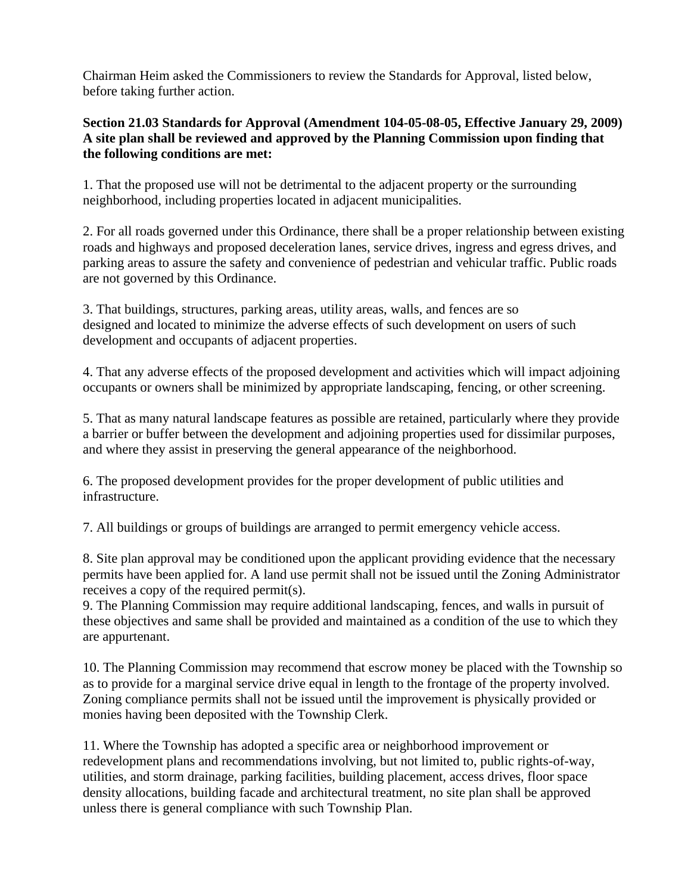Chairman Heim asked the Commissioners to review the Standards for Approval, listed below, before taking further action.

**Section 21.03 Standards for Approval (Amendment 104-05-08-05, Effective January 29, 2009) A site plan shall be reviewed and approved by the Planning Commission upon finding that the following conditions are met:**

1. That the proposed use will not be detrimental to the adjacent property or the surrounding neighborhood, including properties located in adjacent municipalities.

2. For all roads governed under this Ordinance, there shall be a proper relationship between existing roads and highways and proposed deceleration lanes, service drives, ingress and egress drives, and parking areas to assure the safety and convenience of pedestrian and vehicular traffic. Public roads are not governed by this Ordinance.

3. That buildings, structures, parking areas, utility areas, walls, and fences are so designed and located to minimize the adverse effects of such development on users of such development and occupants of adjacent properties.

4. That any adverse effects of the proposed development and activities which will impact adjoining occupants or owners shall be minimized by appropriate landscaping, fencing, or other screening.

5. That as many natural landscape features as possible are retained, particularly where they provide a barrier or buffer between the development and adjoining properties used for dissimilar purposes, and where they assist in preserving the general appearance of the neighborhood.

6. The proposed development provides for the proper development of public utilities and infrastructure.

7. All buildings or groups of buildings are arranged to permit emergency vehicle access.

8. Site plan approval may be conditioned upon the applicant providing evidence that the necessary permits have been applied for. A land use permit shall not be issued until the Zoning Administrator receives a copy of the required permit(s).

9. The Planning Commission may require additional landscaping, fences, and walls in pursuit of these objectives and same shall be provided and maintained as a condition of the use to which they are appurtenant.

10. The Planning Commission may recommend that escrow money be placed with the Township so as to provide for a marginal service drive equal in length to the frontage of the property involved. Zoning compliance permits shall not be issued until the improvement is physically provided or monies having been deposited with the Township Clerk.

11. Where the Township has adopted a specific area or neighborhood improvement or redevelopment plans and recommendations involving, but not limited to, public rights-of-way, utilities, and storm drainage, parking facilities, building placement, access drives, floor space density allocations, building facade and architectural treatment, no site plan shall be approved unless there is general compliance with such Township Plan.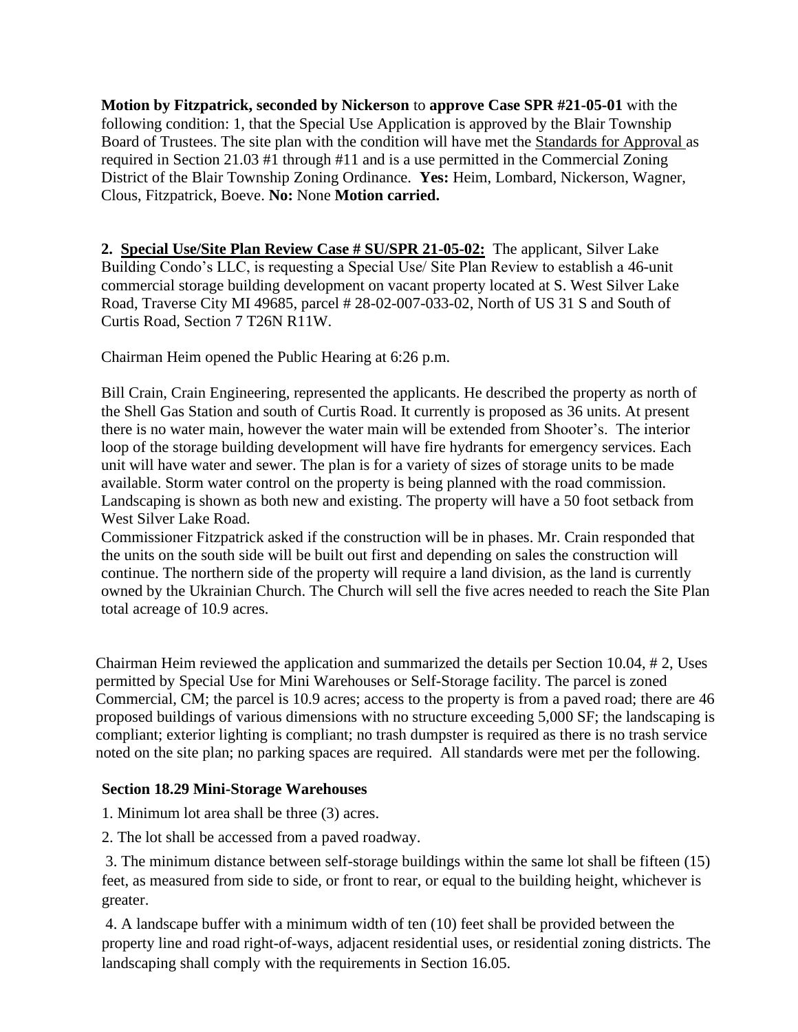**Motion by Fitzpatrick, seconded by Nickerson** to **approve Case SPR #21-05-01** with the following condition: 1, that the Special Use Application is approved by the Blair Township Board of Trustees. The site plan with the condition will have met the Standards for Approval as required in Section 21.03 #1 through #11 and is a use permitted in the Commercial Zoning District of the Blair Township Zoning Ordinance. **Yes:** Heim, Lombard, Nickerson, Wagner, Clous, Fitzpatrick, Boeve. **No:** None **Motion carried.**

**2. Special Use/Site Plan Review Case # SU/SPR 21-05-02:** The applicant, Silver Lake Building Condo's LLC, is requesting a Special Use/ Site Plan Review to establish a 46-unit commercial storage building development on vacant property located at S. West Silver Lake Road, Traverse City MI 49685, parcel # 28-02-007-033-02, North of US 31 S and South of Curtis Road, Section 7 T26N R11W.

Chairman Heim opened the Public Hearing at 6:26 p.m.

Bill Crain, Crain Engineering, represented the applicants. He described the property as north of the Shell Gas Station and south of Curtis Road. It currently is proposed as 36 units. At present there is no water main, however the water main will be extended from Shooter's. The interior loop of the storage building development will have fire hydrants for emergency services. Each unit will have water and sewer. The plan is for a variety of sizes of storage units to be made available. Storm water control on the property is being planned with the road commission. Landscaping is shown as both new and existing. The property will have a 50 foot setback from West Silver Lake Road.
Commissioner Fitzpatrick asked if the construction will be in phases. Mr. Crain responded that the units on the south side will be built out first and depending on sales the construction will continue. The northern side of the property will require a land division, as the land is currently owned by the Ukrainian Church. The Church will sell the five acres needed to reach the Site Plan total acreage of 10.9 acres.

Chairman Heim reviewed the application and summarized the details per Section 10.04, # 2, Uses permitted by Special Use for Mini Warehouses or Self-Storage facility. The parcel is zoned Commercial, CM; the parcel is 10.9 acres; access to the property is from a paved road; there are 46 proposed buildings of various dimensions with no structure exceeding 5,000 SF; the landscaping is compliant; exterior lighting is compliant; no trash dumpster is required as there is no trash service noted on the site plan; no parking spaces are required. All standards were met per the following.

**Section 18.29 Mini-Storage Warehouses**

1. Minimum lot area shall be three (3) acres.

2. The lot shall be accessed from a paved roadway.

3. The minimum distance between self-storage buildings within the same lot shall be fifteen (15) feet, as measured from side to side, or front to rear, or equal to the building height, whichever is greater.

4. A landscape buffer with a minimum width of ten (10) feet shall be provided between the property line and road right-of-ways, adjacent residential uses, or residential zoning districts. The landscaping shall comply with the requirements in Section 16.05.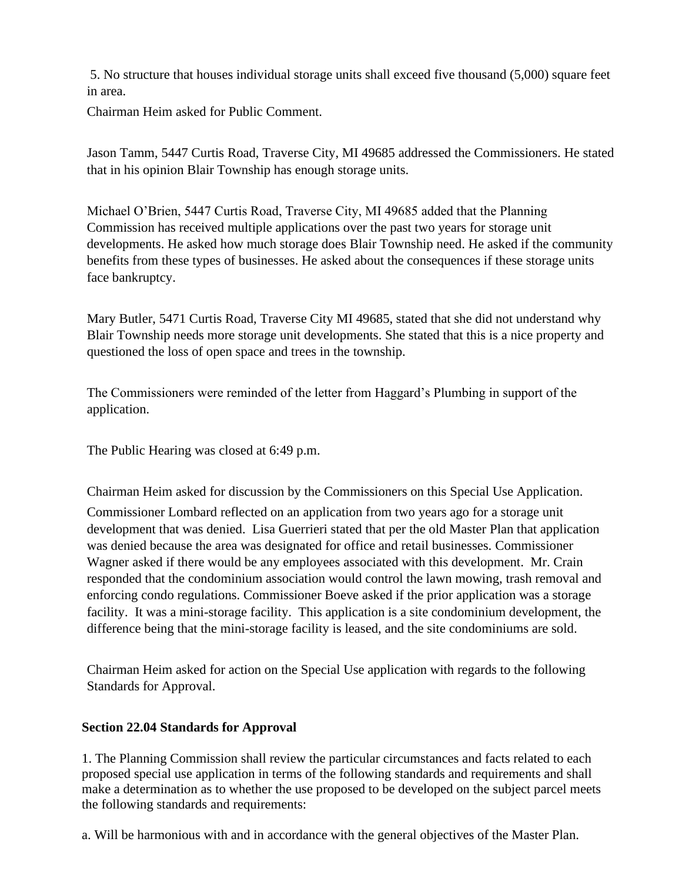5. No structure that houses individual storage units shall exceed five thousand (5,000) square feet in area.

Chairman Heim asked for Public Comment.

Jason Tamm, 5447 Curtis Road, Traverse City, MI 49685 addressed the Commissioners. He stated that in his opinion Blair Township has enough storage units.

Michael O'Brien, 5447 Curtis Road, Traverse City, MI 49685 added that the Planning Commission has received multiple applications over the past two years for storage unit developments. He asked how much storage does Blair Township need. He asked if the community benefits from these types of businesses. He asked about the consequences if these storage units face bankruptcy.

Mary Butler, 5471 Curtis Road, Traverse City MI 49685, stated that she did not understand why Blair Township needs more storage unit developments. She stated that this is a nice property and questioned the loss of open space and trees in the township.

The Commissioners were reminded of the letter from Haggard's Plumbing in support of the application.

The Public Hearing was closed at 6:49 p.m.

Chairman Heim asked for discussion by the Commissioners on this Special Use Application.

Commissioner Lombard reflected on an application from two years ago for a storage unit development that was denied. Lisa Guerrieri stated that per the old Master Plan that application was denied because the area was designated for office and retail businesses. Commissioner Wagner asked if there would be any employees associated with this development. Mr. Crain responded that the condominium association would control the lawn mowing, trash removal and enforcing condo regulations. Commissioner Boeve asked if the prior application was a storage facility. It was a mini-storage facility. This application is a site condominium development, the difference being that the mini-storage facility is leased, and the site condominiums are sold.

Chairman Heim asked for action on the Special Use application with regards to the following Standards for Approval.

**Section 22.04 Standards for Approval**

1. The Planning Commission shall review the particular circumstances and facts related to each proposed special use application in terms of the following standards and requirements and shall make a determination as to whether the use proposed to be developed on the subject parcel meets the following standards and requirements:

a. Will be harmonious with and in accordance with the general objectives of the Master Plan.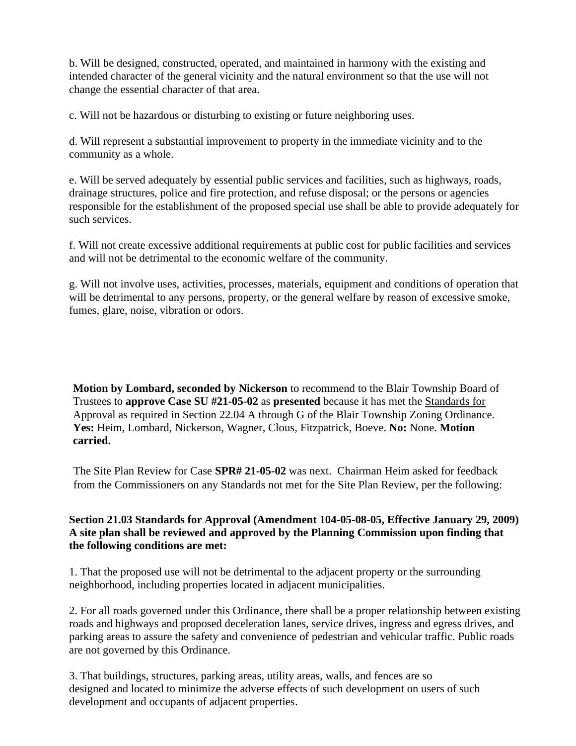b. Will be designed, constructed, operated, and maintained in harmony with the existing and intended character of the general vicinity and the natural environment so that the use will not change the essential character of that area.

c. Will not be hazardous or disturbing to existing or future neighboring uses.

d. Will represent a substantial improvement to property in the immediate vicinity and to the community as a whole.

e. Will be served adequately by essential public services and facilities, such as highways, roads, drainage structures, police and fire protection, and refuse disposal; or the persons or agencies responsible for the establishment of the proposed special use shall be able to provide adequately for such services.

f. Will not create excessive additional requirements at public cost for public facilities and services and will not be detrimental to the economic welfare of the community.

g. Will not involve uses, activities, processes, materials, equipment and conditions of operation that will be detrimental to any persons, property, or the general welfare by reason of excessive smoke, fumes, glare, noise, vibration or odors.

**Motion by Lombard, seconded by Nickerson** to recommend to the Blair Township Board of Trustees to **approve Case SU #21-05-02** as **presented** because it has met the Standards for Approval as required in Section 22.04 A through G of the Blair Township Zoning Ordinance. **Yes:** Heim, Lombard, Nickerson, Wagner, Clous, Fitzpatrick, Boeve. **No:** None. **Motion carried.**

The Site Plan Review for Case **SPR# 21-05-02** was next. Chairman Heim asked for feedback from the Commissioners on any Standards not met for the Site Plan Review, per the following:

**Section 21.03 Standards for Approval (Amendment 104-05-08-05, Effective January 29, 2009) A site plan shall be reviewed and approved by the Planning Commission upon finding that the following conditions are met:**

1. That the proposed use will not be detrimental to the adjacent property or the surrounding neighborhood, including properties located in adjacent municipalities.

2. For all roads governed under this Ordinance, there shall be a proper relationship between existing roads and highways and proposed deceleration lanes, service drives, ingress and egress drives, and parking areas to assure the safety and convenience of pedestrian and vehicular traffic. Public roads are not governed by this Ordinance.

3. That buildings, structures, parking areas, utility areas, walls, and fences are so designed and located to minimize the adverse effects of such development on users of such development and occupants of adjacent properties.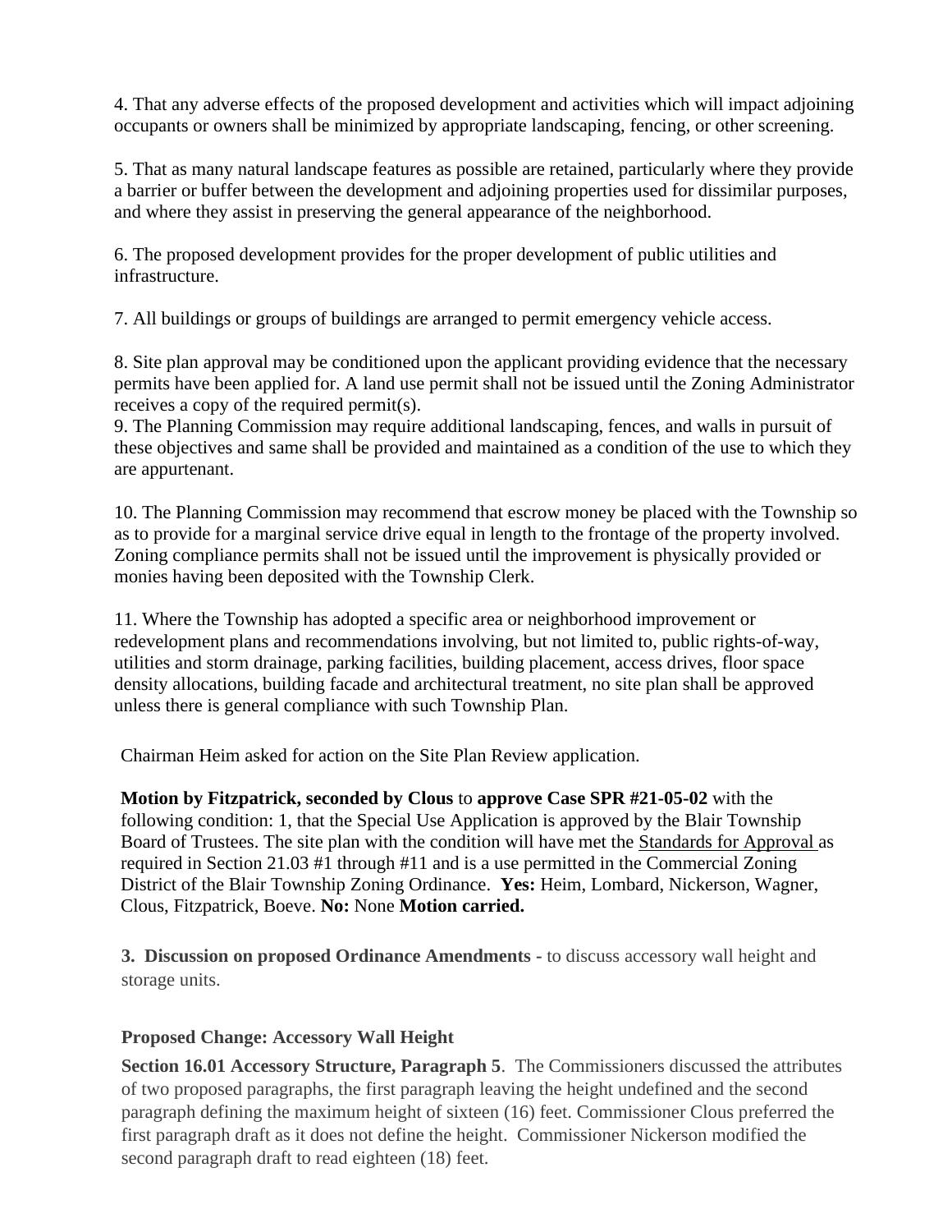4. That any adverse effects of the proposed development and activities which will impact adjoining occupants or owners shall be minimized by appropriate landscaping, fencing, or other screening.

5. That as many natural landscape features as possible are retained, particularly where they provide a barrier or buffer between the development and adjoining properties used for dissimilar purposes, and where they assist in preserving the general appearance of the neighborhood.

6. The proposed development provides for the proper development of public utilities and infrastructure.

7. All buildings or groups of buildings are arranged to permit emergency vehicle access.

8. Site plan approval may be conditioned upon the applicant providing evidence that the necessary permits have been applied for. A land use permit shall not be issued until the Zoning Administrator receives a copy of the required permit(s).

9. The Planning Commission may require additional landscaping, fences, and walls in pursuit of these objectives and same shall be provided and maintained as a condition of the use to which they are appurtenant.

10. The Planning Commission may recommend that escrow money be placed with the Township so as to provide for a marginal service drive equal in length to the frontage of the property involved. Zoning compliance permits shall not be issued until the improvement is physically provided or monies having been deposited with the Township Clerk.

11. Where the Township has adopted a specific area or neighborhood improvement or redevelopment plans and recommendations involving, but not limited to, public rights-of-way, utilities and storm drainage, parking facilities, building placement, access drives, floor space density allocations, building facade and architectural treatment, no site plan shall be approved unless there is general compliance with such Township Plan.

Chairman Heim asked for action on the Site Plan Review application.

**Motion by Fitzpatrick, seconded by Clous** to **approve Case SPR #21-05-02** with the following condition: 1, that the Special Use Application is approved by the Blair Township Board of Trustees. The site plan with the condition will have met the Standards for Approval as required in Section 21.03 #1 through #11 and is a use permitted in the Commercial Zoning District of the Blair Township Zoning Ordinance. **Yes:** Heim, Lombard, Nickerson, Wagner, Clous, Fitzpatrick, Boeve. **No:** None **Motion carried.**

**3. Discussion on proposed Ordinance Amendments -** to discuss accessory wall height and storage units.

**Proposed Change: Accessory Wall Height**

**Section 16.01 Accessory Structure, Paragraph 5**. The Commissioners discussed the attributes of two proposed paragraphs, the first paragraph leaving the height undefined and the second paragraph defining the maximum height of sixteen (16) feet. Commissioner Clous preferred the first paragraph draft as it does not define the height. Commissioner Nickerson modified the second paragraph draft to read eighteen (18) feet.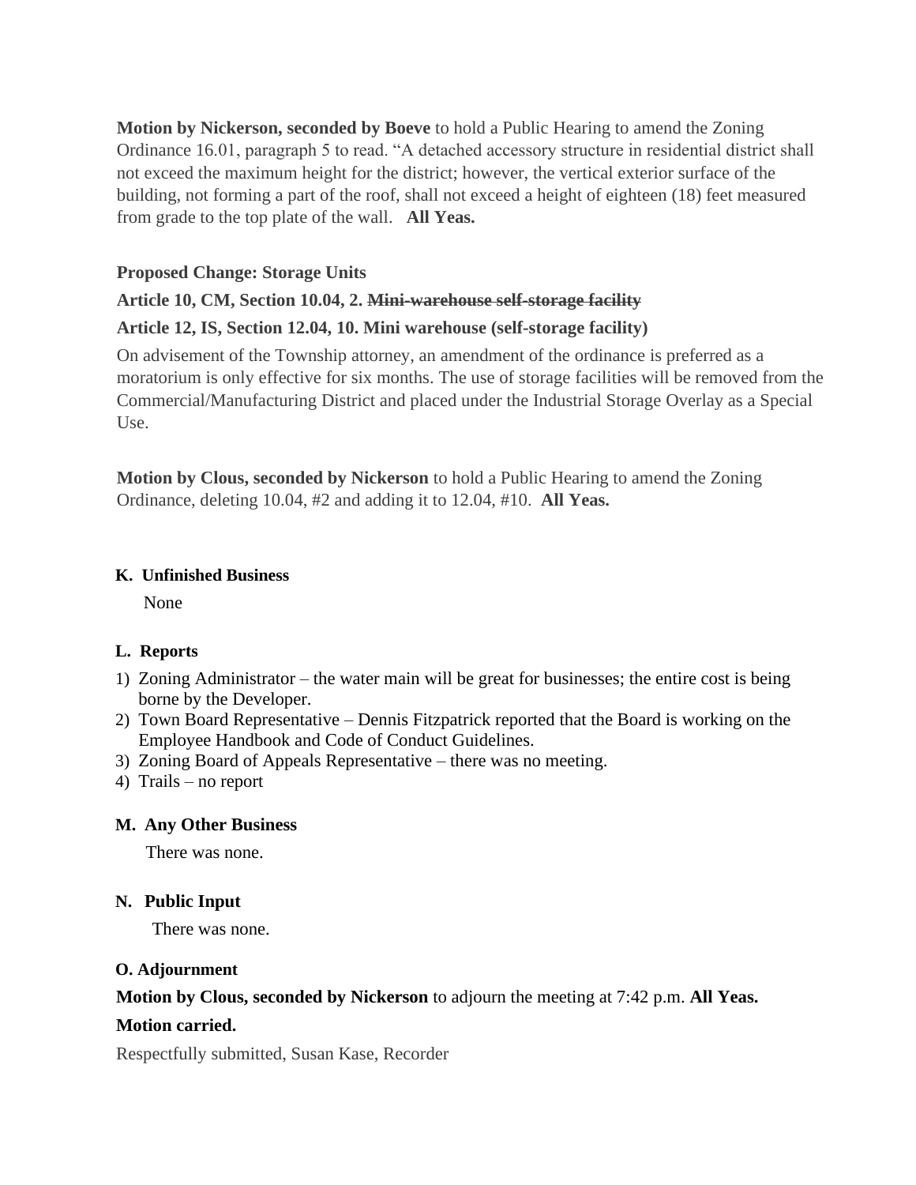**Motion by Nickerson, seconded by Boeve** to hold a Public Hearing to amend the Zoning Ordinance 16.01, paragraph 5 to read. "A detached accessory structure in residential district shall not exceed the maximum height for the district; however, the vertical exterior surface of the building, not forming a part of the roof, shall not exceed a height of eighteen (18) feet measured from grade to the top plate of the wall. **All Yeas.**

**Proposed Change: Storage Units**

**Article 10, CM, Section 10.04, 2. ~~Mini-warehouse self-storage facility~~**

**Article 12, IS, Section 12.04, 10. Mini warehouse (self-storage facility)**

On advisement of the Township attorney, an amendment of the ordinance is preferred as a moratorium is only effective for six months. The use of storage facilities will be removed from the Commercial/Manufacturing District and placed under the Industrial Storage Overlay as a Special Use.

**Motion by Clous, seconded by Nickerson** to hold a Public Hearing to amend the Zoning Ordinance, deleting 10.04, #2 and adding it to 12.04, #10. **All Yeas.**

**K. Unfinished Business**

None

**L. Reports**

1) Zoning Administrator – the water main will be great for businesses; the entire cost is being borne by the Developer.
2) Town Board Representative – Dennis Fitzpatrick reported that the Board is working on the Employee Handbook and Code of Conduct Guidelines.
3) Zoning Board of Appeals Representative – there was no meeting.
4) Trails – no report

**M. Any Other Business**

There was none.

**N. Public Input**

There was none.

**O. Adjournment**

**Motion by Clous, seconded by Nickerson** to adjourn the meeting at 7:42 p.m. **All Yeas.**

**Motion carried.**

Respectfully submitted, Susan Kase, Recorder